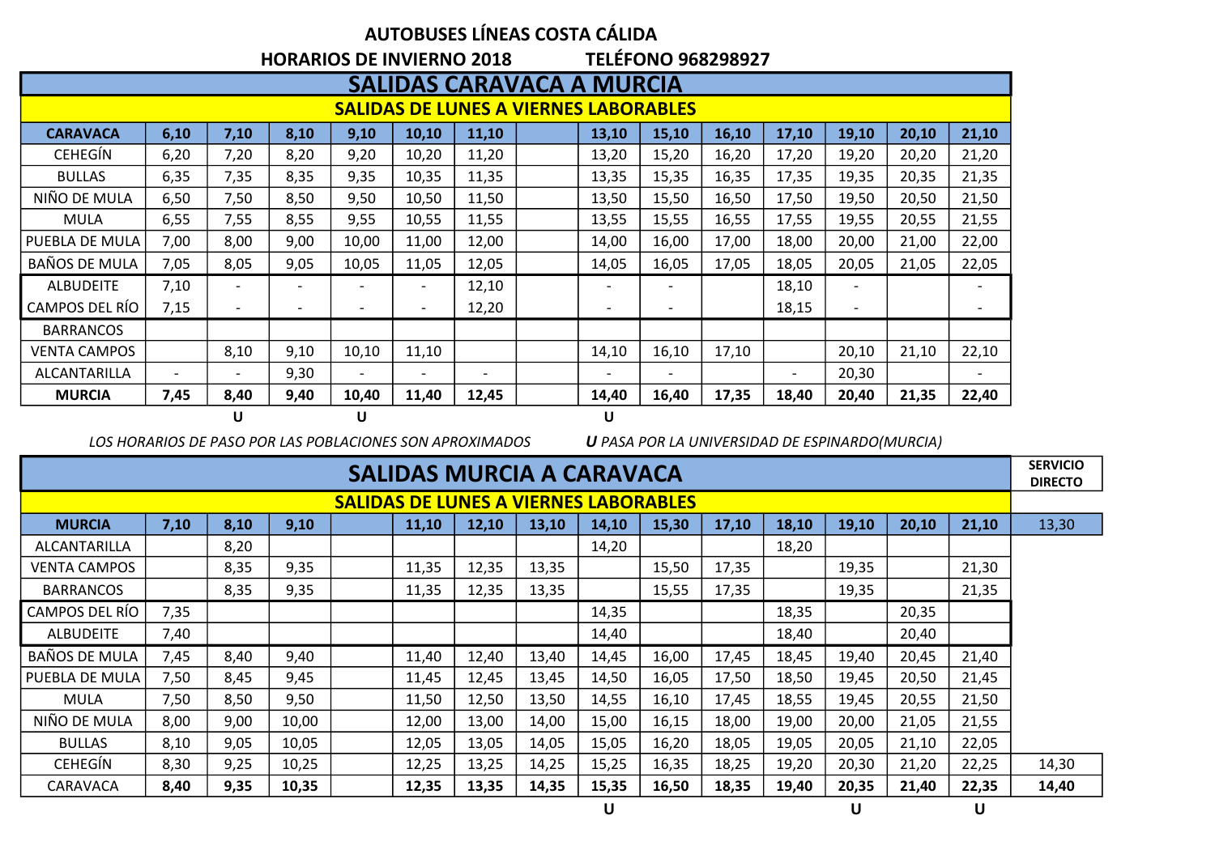# AUTOBUSES LÍNEAS COSTA CÁLIDA

**HORARIOS DE INVIERNO 2018 TELÉFONO 968298927**

## SALIDAS CARAVACA A MURCIA

### SALIDAS DE LUNES A VIERNES LABORABLES

| CARAVACA | 6,10 | 7,10 | 8,10 | 9,10 | 10,10 | 11,10 | | 13,10 | 15,10 | 16,10 | 17,10 | 19,10 | 20,10 | 21,10 |
|---|---|---|---|---|---|---|---|---|---|---|---|---|---|---|
| CEHEGÍN | 6,20 | 7,20 | 8,20 | 9,20 | 10,20 | 11,20 | | 13,20 | 15,20 | 16,20 | 17,20 | 19,20 | 20,20 | 21,20 |
| BULLAS | 6,35 | 7,35 | 8,35 | 9,35 | 10,35 | 11,35 | | 13,35 | 15,35 | 16,35 | 17,35 | 19,35 | 20,35 | 21,35 |
| NIÑO DE MULA | 6,50 | 7,50 | 8,50 | 9,50 | 10,50 | 11,50 | | 13,50 | 15,50 | 16,50 | 17,50 | 19,50 | 20,50 | 21,50 |
| MULA | 6,55 | 7,55 | 8,55 | 9,55 | 10,55 | 11,55 | | 13,55 | 15,55 | 16,55 | 17,55 | 19,55 | 20,55 | 21,55 |
| PUEBLA DE MULA | 7,00 | 8,00 | 9,00 | 10,00 | 11,00 | 12,00 | | 14,00 | 16,00 | 17,00 | 18,00 | 20,00 | 21,00 | 22,00 |
| BAÑOS DE MULA | 7,05 | 8,05 | 9,05 | 10,05 | 11,05 | 12,05 | | 14,05 | 16,05 | 17,05 | 18,05 | 20,05 | 21,05 | 22,05 |
| ALBUDEITE | 7,10 | - | - | - | - | 12,10 | | - | - | | 18,10 | - | | - |
| CAMPOS DEL RÍO | 7,15 | - | - | - | - | 12,20 | | - | - | | 18,15 | - | | - |
| BARRANCOS | | | | | | | | | | | | | | |
| VENTA CAMPOS | | 8,10 | 9,10 | 10,10 | 11,10 | | | 14,10 | 16,10 | 17,10 | | 20,10 | 21,10 | 22,10 |
| ALCANTARILLA | - | - | 9,30 | - | - | - | | - | - | | - | 20,30 | | - |
| **MURCIA** | **7,45** | **8,40** | **9,40** | **10,40** | **11,40** | **12,45** | | **14,40** | **16,40** | **17,35** | **18,40** | **20,40** | **21,35** | **22,40** |
| | | U | | U | | | | U | | | | | | |

*LOS HORARIOS DE PASO POR LAS POBLACIONES SON APROXIMADOS* ***U*** *PASA POR LA UNIVERSIDAD DE ESPINARDO(MURCIA)*

## SALIDAS MURCIA A CARAVACA

### SALIDAS DE LUNES A VIERNES LABORABLES

| MURCIA | 7,10 | 8,10 | 9,10 | | 11,10 | 12,10 | 13,10 | 14,10 | 15,30 | 17,10 | 18,10 | 19,10 | 20,10 | 21,10 | SERVICIO DIRECTO 13,30 |
|---|---|---|---|---|---|---|---|---|---|---|---|---|---|---|---|
| ALCANTARILLA | | 8,20 | | | | | | 14,20 | | | 18,20 | | | | |
| VENTA CAMPOS | | 8,35 | 9,35 | | 11,35 | 12,35 | 13,35 | | 15,50 | 17,35 | | 19,35 | | 21,30 | |
| BARRANCOS | | 8,35 | 9,35 | | 11,35 | 12,35 | 13,35 | | 15,55 | 17,35 | | 19,35 | | 21,35 | |
| CAMPOS DEL RÍO | 7,35 | | | | | | | 14,35 | | | 18,35 | | 20,35 | | |
| ALBUDEITE | 7,40 | | | | | | | 14,40 | | | 18,40 | | 20,40 | | |
| BAÑOS DE MULA | 7,45 | 8,40 | 9,40 | | 11,40 | 12,40 | 13,40 | 14,45 | 16,00 | 17,45 | 18,45 | 19,40 | 20,45 | 21,40 | |
| PUEBLA DE MULA | 7,50 | 8,45 | 9,45 | | 11,45 | 12,45 | 13,45 | 14,50 | 16,05 | 17,50 | 18,50 | 19,45 | 20,50 | 21,45 | |
| MULA | 7,50 | 8,50 | 9,50 | | 11,50 | 12,50 | 13,50 | 14,55 | 16,10 | 17,45 | 18,55 | 19,45 | 20,55 | 21,50 | |
| NIÑO DE MULA | 8,00 | 9,00 | 10,00 | | 12,00 | 13,00 | 14,00 | 15,00 | 16,15 | 18,00 | 19,00 | 20,00 | 21,05 | 21,55 | |
| BULLAS | 8,10 | 9,05 | 10,05 | | 12,05 | 13,05 | 14,05 | 15,05 | 16,20 | 18,05 | 19,05 | 20,05 | 21,10 | 22,05 | |
| CEHEGÍN | 8,30 | 9,25 | 10,25 | | 12,25 | 13,25 | 14,25 | 15,25 | 16,35 | 18,25 | 19,20 | 20,30 | 21,20 | 22,25 | 14,30 |
| CARAVACA | **8,40** | **9,35** | **10,35** | | **12,35** | **13,35** | **14,35** | **15,35** | **16,50** | **18,35** | **19,40** | **20,35** | **21,40** | **22,35** | **14,40** |
| | | | | | | | | U | | | | U | | U | |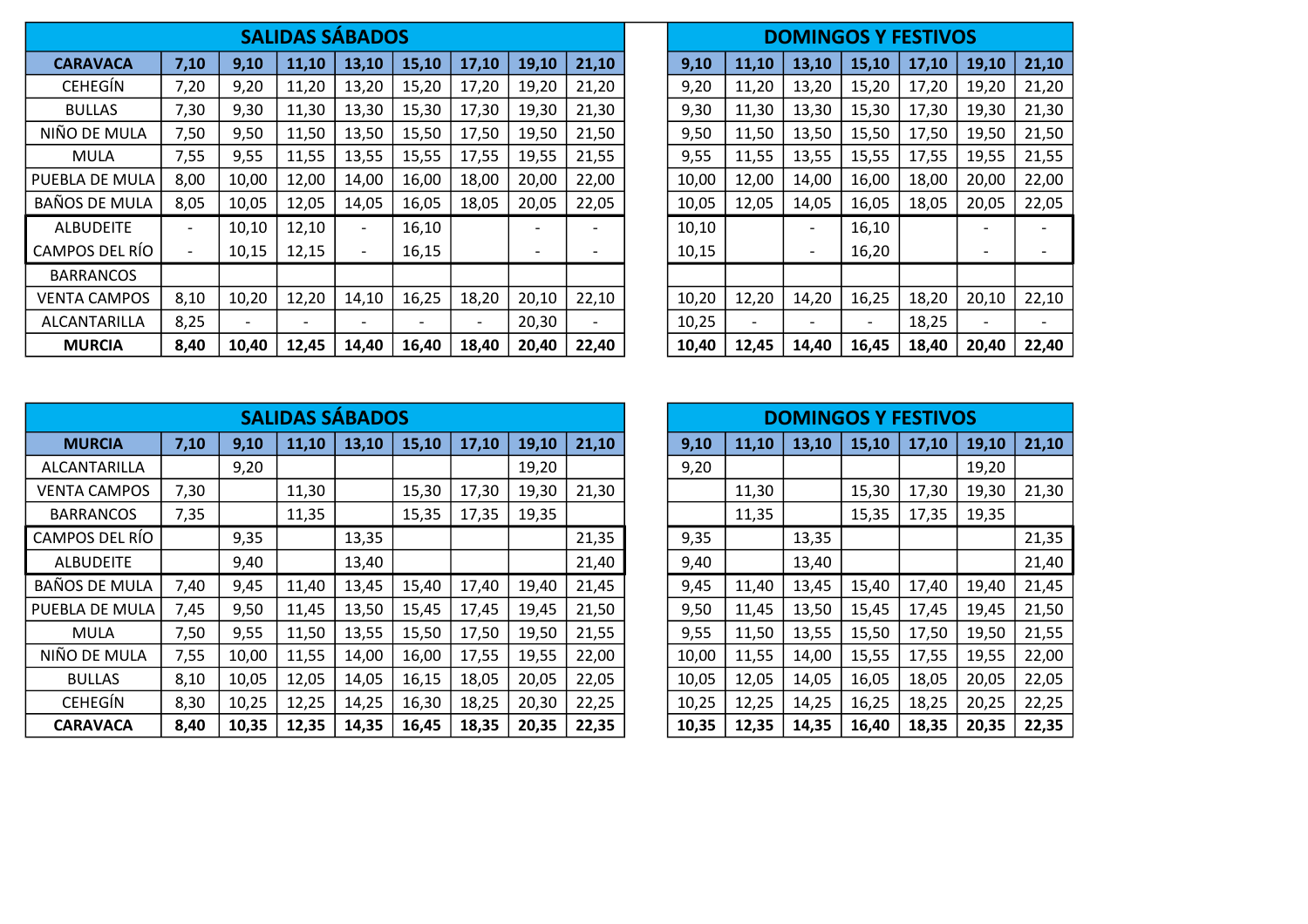| SALIDAS SÁBADOS | | | | | | | | |
|---|---|---|---|---|---|---|---|---|
| **CARAVACA** | **7,10** | **9,10** | **11,10** | **13,10** | **15,10** | **17,10** | **19,10** | **21,10** |
| CEHEGÍN | 7,20 | 9,20 | 11,20 | 13,20 | 15,20 | 17,20 | 19,20 | 21,20 |
| BULLAS | 7,30 | 9,30 | 11,30 | 13,30 | 15,30 | 17,30 | 19,30 | 21,30 |
| NIÑO DE MULA | 7,50 | 9,50 | 11,50 | 13,50 | 15,50 | 17,50 | 19,50 | 21,50 |
| MULA | 7,55 | 9,55 | 11,55 | 13,55 | 15,55 | 17,55 | 19,55 | 21,55 |
| PUEBLA DE MULA | 8,00 | 10,00 | 12,00 | 14,00 | 16,00 | 18,00 | 20,00 | 22,00 |
| BAÑOS DE MULA | 8,05 | 10,05 | 12,05 | 14,05 | 16,05 | 18,05 | 20,05 | 22,05 |
| ALBUDEITE | - | 10,10 | 12,10 | - | 16,10 | | - | - |
| CAMPOS DEL RÍO | - | 10,15 | 12,15 | - | 16,15 | | - | - |
| BARRANCOS | | | | | | | | |
| VENTA CAMPOS | 8,10 | 10,20 | 12,20 | 14,10 | 16,25 | 18,20 | 20,10 | 22,10 |
| ALCANTARILLA | 8,25 | - | - | - | - | - | 20,30 | - |
| **MURCIA** | **8,40** | **10,40** | **12,45** | **14,40** | **16,40** | **18,40** | **20,40** | **22,40** |

| DOMINGOS Y FESTIVOS | | | | | | | |
|---|---|---|---|---|---|---|---|
| **CARAVACA** | **9,10** | **11,10** | **13,10** | **15,10** | **17,10** | **19,10** | **21,10** |
| CEHEGÍN | 9,20 | 11,20 | 13,20 | 15,20 | 17,20 | 19,20 | 21,20 |
| BULLAS | 9,30 | 11,30 | 13,30 | 15,30 | 17,30 | 19,30 | 21,30 |
| NIÑO DE MULA | 9,50 | 11,50 | 13,50 | 15,50 | 17,50 | 19,50 | 21,50 |
| MULA | 9,55 | 11,55 | 13,55 | 15,55 | 17,55 | 19,55 | 21,55 |
| PUEBLA DE MULA | 10,00 | 12,00 | 14,00 | 16,00 | 18,00 | 20,00 | 22,00 |
| BAÑOS DE MULA | 10,05 | 12,05 | 14,05 | 16,05 | 18,05 | 20,05 | 22,05 |
| ALBUDEITE | 10,10 | | - | 16,10 | | - | - |
| CAMPOS DEL RÍO | 10,15 | | - | 16,20 | | - | - |
| BARRANCOS | | | | | | | |
| VENTA CAMPOS | 10,20 | 12,20 | 14,20 | 16,25 | 18,20 | 20,10 | 22,10 |
| ALCANTARILLA | 10,25 | - | - | - | 18,25 | - | - |
| **MURCIA** | **10,40** | **12,45** | **14,40** | **16,45** | **18,40** | **20,40** | **22,40** |

| SALIDAS SÁBADOS | | | | | | | | |
|---|---|---|---|---|---|---|---|---|
| **MURCIA** | **7,10** | **9,10** | **11,10** | **13,10** | **15,10** | **17,10** | **19,10** | **21,10** |
| ALCANTARILLA | | 9,20 | | | | | 19,20 | |
| VENTA CAMPOS | 7,30 | | 11,30 | | 15,30 | 17,30 | 19,30 | 21,30 |
| BARRANCOS | 7,35 | | 11,35 | | 15,35 | 17,35 | 19,35 | |
| CAMPOS DEL RÍO | | 9,35 | | 13,35 | | | | 21,35 |
| ALBUDEITE | | 9,40 | | 13,40 | | | | 21,40 |
| BAÑOS DE MULA | 7,40 | 9,45 | 11,40 | 13,45 | 15,40 | 17,40 | 19,40 | 21,45 |
| PUEBLA DE MULA | 7,45 | 9,50 | 11,45 | 13,50 | 15,45 | 17,45 | 19,45 | 21,50 |
| MULA | 7,50 | 9,55 | 11,50 | 13,55 | 15,50 | 17,50 | 19,50 | 21,55 |
| NIÑO DE MULA | 7,55 | 10,00 | 11,55 | 14,00 | 16,00 | 17,55 | 19,55 | 22,00 |
| BULLAS | 8,10 | 10,05 | 12,05 | 14,05 | 16,15 | 18,05 | 20,05 | 22,05 |
| CEHEGÍN | 8,30 | 10,25 | 12,25 | 14,25 | 16,30 | 18,25 | 20,30 | 22,25 |
| **CARAVACA** | **8,40** | **10,35** | **12,35** | **14,35** | **16,45** | **18,35** | **20,35** | **22,35** |

| DOMINGOS Y FESTIVOS | | | | | | | |
|---|---|---|---|---|---|---|---|
| **MURCIA** | **9,10** | **11,10** | **13,10** | **15,10** | **17,10** | **19,10** | **21,10** |
| ALCANTARILLA | 9,20 | | | | | 19,20 | |
| VENTA CAMPOS | | 11,30 | | 15,30 | 17,30 | 19,30 | 21,30 |
| BARRANCOS | | 11,35 | | 15,35 | 17,35 | 19,35 | |
| CAMPOS DEL RÍO | 9,35 | | 13,35 | | | | 21,35 |
| ALBUDEITE | 9,40 | | 13,40 | | | | 21,40 |
| BAÑOS DE MULA | 9,45 | 11,40 | 13,45 | 15,40 | 17,40 | 19,40 | 21,45 |
| PUEBLA DE MULA | 9,50 | 11,45 | 13,50 | 15,45 | 17,45 | 19,45 | 21,50 |
| MULA | 9,55 | 11,50 | 13,55 | 15,50 | 17,50 | 19,50 | 21,55 |
| NIÑO DE MULA | 10,00 | 11,55 | 14,00 | 15,55 | 17,55 | 19,55 | 22,00 |
| BULLAS | 10,05 | 12,05 | 14,05 | 16,05 | 18,05 | 20,05 | 22,05 |
| CEHEGÍN | 10,25 | 12,25 | 14,25 | 16,25 | 18,25 | 20,25 | 22,25 |
| **CARAVACA** | **10,35** | **12,35** | **14,35** | **16,40** | **18,35** | **20,35** | **22,35** |